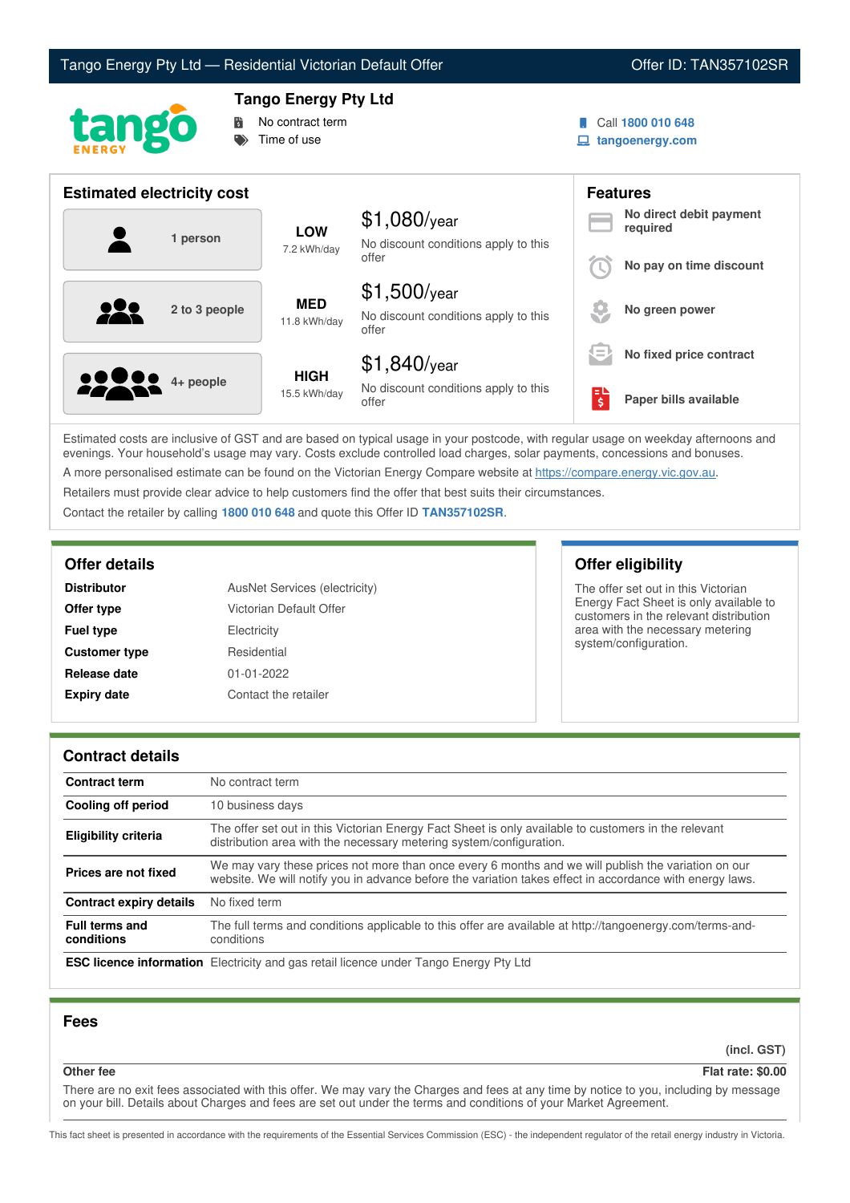# Tango Energy Pty Ltd — Residential Victorian Default Offer

Offer ID: TAN357102SR

## Tango Energy Pty Ltd

- No contract term
- Time of use

Call **1800 010 648**
**tangoenergy.com**

## Estimated electricity cost

| | | |
|---|---|---|
| 1 person | **LOW** 7.2 kWh/day | $1,080/year — No discount conditions apply to this offer |
| 2 to 3 people | **MED** 11.8 kWh/day | $1,500/year — No discount conditions apply to this offer |
| 4+ people | **HIGH** 15.5 kWh/day | $1,840/year — No discount conditions apply to this offer |

## Features

- **No direct debit payment required**
- **No pay on time discount**
- **No green power**
- **No fixed price contract**
- **Paper bills available**

Estimated costs are inclusive of GST and are based on typical usage in your postcode, with regular usage on weekday afternoons and evenings. Your household's usage may vary. Costs exclude controlled load charges, solar payments, concessions and bonuses.

A more personalised estimate can be found on the Victorian Energy Compare website at https://compare.energy.vic.gov.au.

Retailers must provide clear advice to help customers find the offer that best suits their circumstances.

Contact the retailer by calling **1800 010 648** and quote this Offer ID **TAN357102SR**.

## Offer details

| | |
|---|---|
| **Distributor** | AusNet Services (electricity) |
| **Offer type** | Victorian Default Offer |
| **Fuel type** | Electricity |
| **Customer type** | Residential |
| **Release date** | 01-01-2022 |
| **Expiry date** | Contact the retailer |

## Offer eligibility

The offer set out in this Victorian Energy Fact Sheet is only available to customers in the relevant distribution area with the necessary metering system/configuration.

## Contract details

| | |
|---|---|
| **Contract term** | No contract term |
| **Cooling off period** | 10 business days |
| **Eligibility criteria** | The offer set out in this Victorian Energy Fact Sheet is only available to customers in the relevant distribution area with the necessary metering system/configuration. |
| **Prices are not fixed** | We may vary these prices not more than once every 6 months and we will publish the variation on our website. We will notify you in advance before the variation takes effect in accordance with energy laws. |
| **Contract expiry details** | No fixed term |
| **Full terms and conditions** | The full terms and conditions applicable to this offer are available at http://tangoenergy.com/terms-and-conditions |
| **ESC licence information** | Electricity and gas retail licence under Tango Energy Pty Ltd |

## Fees

| | **(incl. GST)** |
|---|---|
| **Other fee** | **Flat rate: $0.00** |

There are no exit fees associated with this offer. We may vary the Charges and fees at any time by notice to you, including by message on your bill. Details about Charges and fees are set out under the terms and conditions of your Market Agreement.

This fact sheet is presented in accordance with the requirements of the Essential Services Commission (ESC) - the independent regulator of the retail energy industry in Victoria.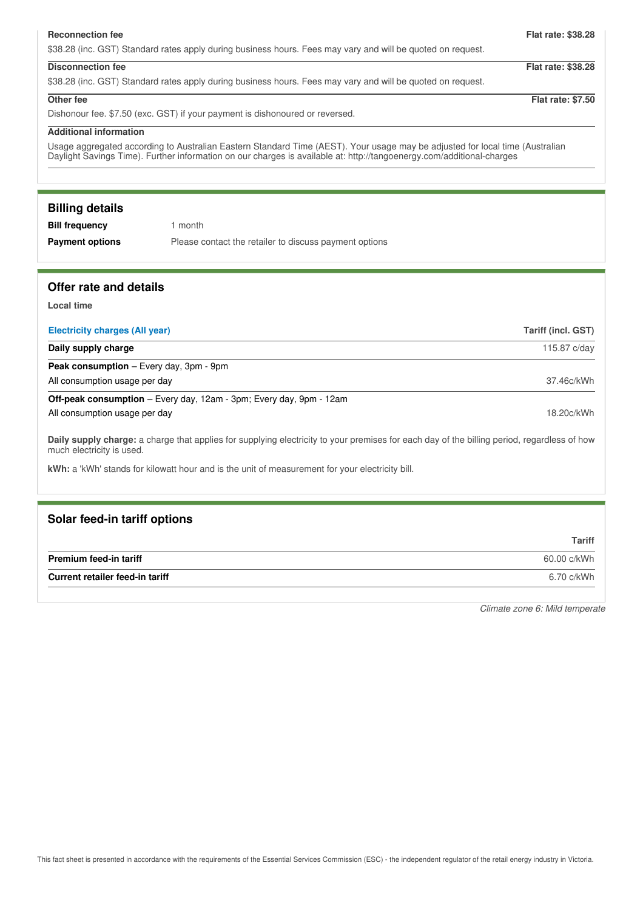| | |
|---|---|
| **Reconnection fee** | **Flat rate: $38.28** |
| $38.28 (inc. GST) Standard rates apply during business hours. Fees may vary and will be quoted on request. | |
| **Disconnection fee** | **Flat rate: $38.28** |
| $38.28 (inc. GST) Standard rates apply during business hours. Fees may vary and will be quoted on request. | |
| **Other fee** | **Flat rate: $7.50** |
| Dishonour fee. $7.50 (exc. GST) if your payment is dishonoured or reversed. | |

**Additional information**

Usage aggregated according to Australian Eastern Standard Time (AEST). Your usage may be adjusted for local time (Australian Daylight Savings Time). Further information on our charges is available at: http://tangoenergy.com/additional-charges

## Billing details

| | |
|---|---|
| **Bill frequency** | 1 month |
| **Payment options** | Please contact the retailer to discuss payment options |

## Offer rate and details

**Local time**

| Electricity charges (All year) | Tariff (incl. GST) |
|---|---|
| **Daily supply charge** | 115.87 c/day |
| **Peak consumption** – Every day, 3pm - 9pm | |
| All consumption usage per day | 37.46c/kWh |
| **Off-peak consumption** – Every day, 12am - 3pm; Every day, 9pm - 12am | |
| All consumption usage per day | 18.20c/kWh |

**Daily supply charge:** a charge that applies for supplying electricity to your premises for each day of the billing period, regardless of how much electricity is used.

**kWh:** a 'kWh' stands for kilowatt hour and is the unit of measurement for your electricity bill.

## Solar feed-in tariff options

| | Tariff |
|---|---|
| **Premium feed-in tariff** | 60.00 c/kWh |
| **Current retailer feed-in tariff** | 6.70 c/kWh |

*Climate zone 6: Mild temperate*

This fact sheet is presented in accordance with the requirements of the Essential Services Commission (ESC) - the independent regulator of the retail energy industry in Victoria.